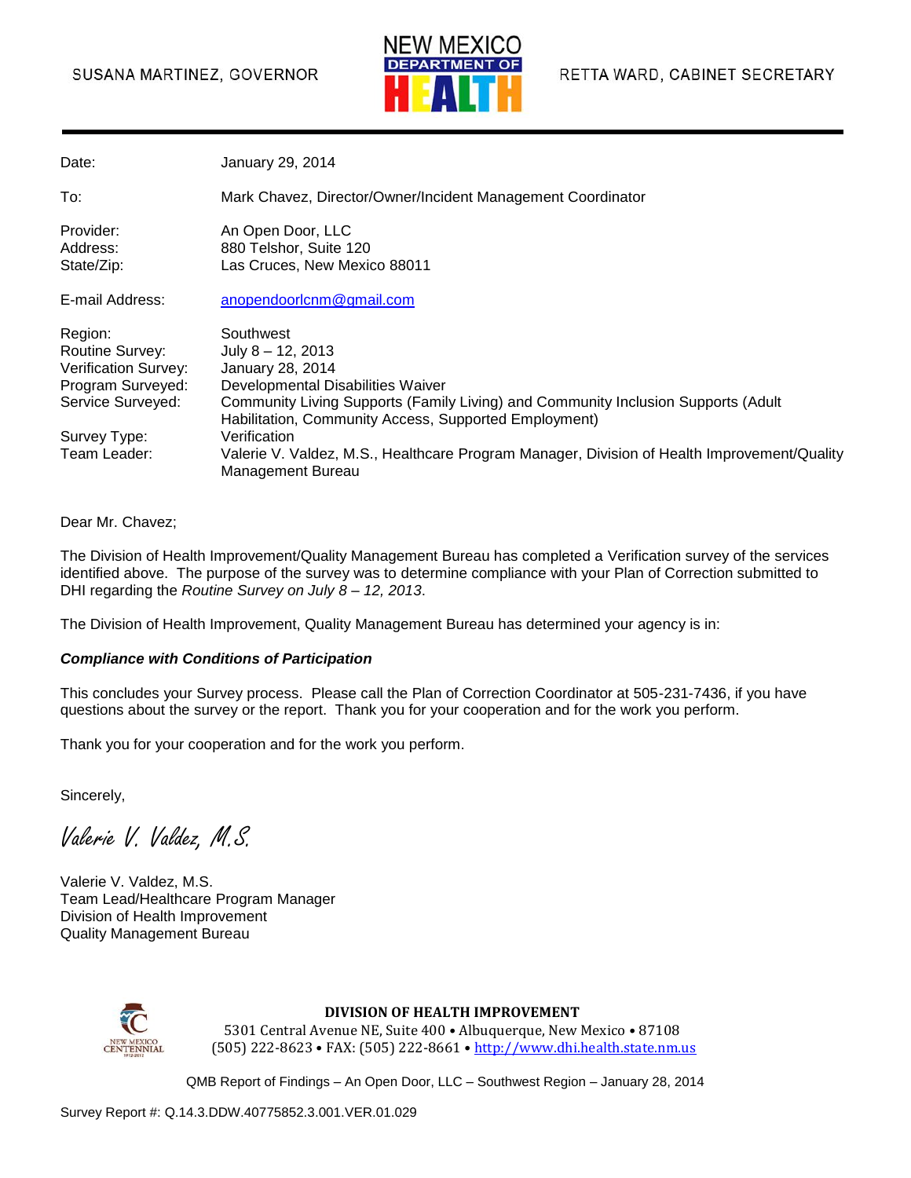SUSANA MARTINEZ, GOVERNOR

NEW MEXICO DEPARTMENT OF HEALTH

RETTA WARD, CABINET SECRETARY

---

| | |
|---|---|
| Date: | January 29, 2014 |
| To: | Mark Chavez, Director/Owner/Incident Management Coordinator |
| Provider: | An Open Door, LLC |
| Address: | 880 Telshor, Suite 120 |
| State/Zip: | Las Cruces, New Mexico 88011 |
| E-mail Address: | anopendoorlcnm@gmail.com |
| Region: | Southwest |
| Routine Survey: | July 8 – 12, 2013 |
| Verification Survey: | January 28, 2014 |
| Program Surveyed: | Developmental Disabilities Waiver |
| Service Surveyed: | Community Living Supports (Family Living) and Community Inclusion Supports (Adult Habilitation, Community Access, Supported Employment) |
| Survey Type: | Verification |
| Team Leader: | Valerie V. Valdez, M.S., Healthcare Program Manager, Division of Health Improvement/Quality Management Bureau |

Dear Mr. Chavez;

The Division of Health Improvement/Quality Management Bureau has completed a Verification survey of the services identified above. The purpose of the survey was to determine compliance with your Plan of Correction submitted to DHI regarding the *Routine Survey on July 8 – 12, 2013*.

The Division of Health Improvement, Quality Management Bureau has determined your agency is in:

***Compliance with Conditions of Participation***

This concludes your Survey process. Please call the Plan of Correction Coordinator at 505-231-7436, if you have questions about the survey or the report. Thank you for your cooperation and for the work you perform.

Thank you for your cooperation and for the work you perform.

Sincerely,

*Valerie V. Valdez, M.S.*

Valerie V. Valdez, M.S.
Team Lead/Healthcare Program Manager
Division of Health Improvement
Quality Management Bureau

**DIVISION OF HEALTH IMPROVEMENT**
5301 Central Avenue NE, Suite 400 • Albuquerque, New Mexico • 87108
(505) 222-8623 • FAX: (505) 222-8661 • http://www.dhi.health.state.nm.us

QMB Report of Findings – An Open Door, LLC – Southwest Region – January 28, 2014

Survey Report #: Q.14.3.DDW.40775852.3.001.VER.01.029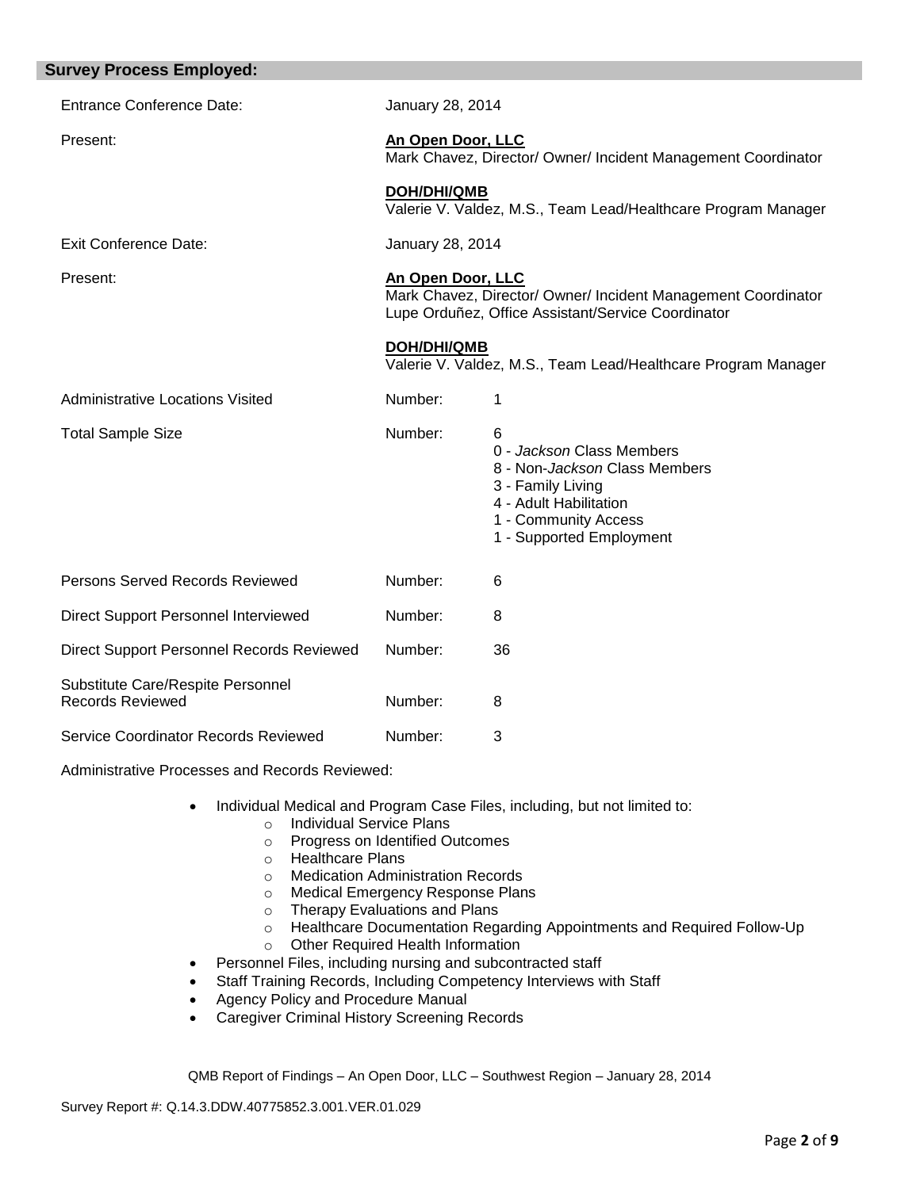## Survey Process Employed:

| | | |
|---|---|---|
| Entrance Conference Date: | January 28, 2014 | |
| Present: | **An Open Door, LLC**<br>Mark Chavez, Director/ Owner/ Incident Management Coordinator<br><br>**DOH/DHI/QMB**<br>Valerie V. Valdez, M.S., Team Lead/Healthcare Program Manager | |
| Exit Conference Date: | January 28, 2014 | |
| Present: | **An Open Door, LLC**<br>Mark Chavez, Director/ Owner/ Incident Management Coordinator<br>Lupe Orduñez, Office Assistant/Service Coordinator<br><br>**DOH/DHI/QMB**<br>Valerie V. Valdez, M.S., Team Lead/Healthcare Program Manager | |
| Administrative Locations Visited | Number: | 1 |
| Total Sample Size | Number: | 6<br>0 - *Jackson* Class Members<br>8 - Non-*Jackson* Class Members<br>3 - Family Living<br>4 - Adult Habilitation<br>1 - Community Access<br>1 - Supported Employment |
| Persons Served Records Reviewed | Number: | 6 |
| Direct Support Personnel Interviewed | Number: | 8 |
| Direct Support Personnel Records Reviewed | Number: | 36 |
| Substitute Care/Respite Personnel Records Reviewed | Number: | 8 |
| Service Coordinator Records Reviewed | Number: | 3 |

Administrative Processes and Records Reviewed:

- Individual Medical and Program Case Files, including, but not limited to:
  - Individual Service Plans
  - Progress on Identified Outcomes
  - Healthcare Plans
  - Medication Administration Records
  - Medical Emergency Response Plans
  - Therapy Evaluations and Plans
  - Healthcare Documentation Regarding Appointments and Required Follow-Up
  - Other Required Health Information
- Personnel Files, including nursing and subcontracted staff
- Staff Training Records, Including Competency Interviews with Staff
- Agency Policy and Procedure Manual
- Caregiver Criminal History Screening Records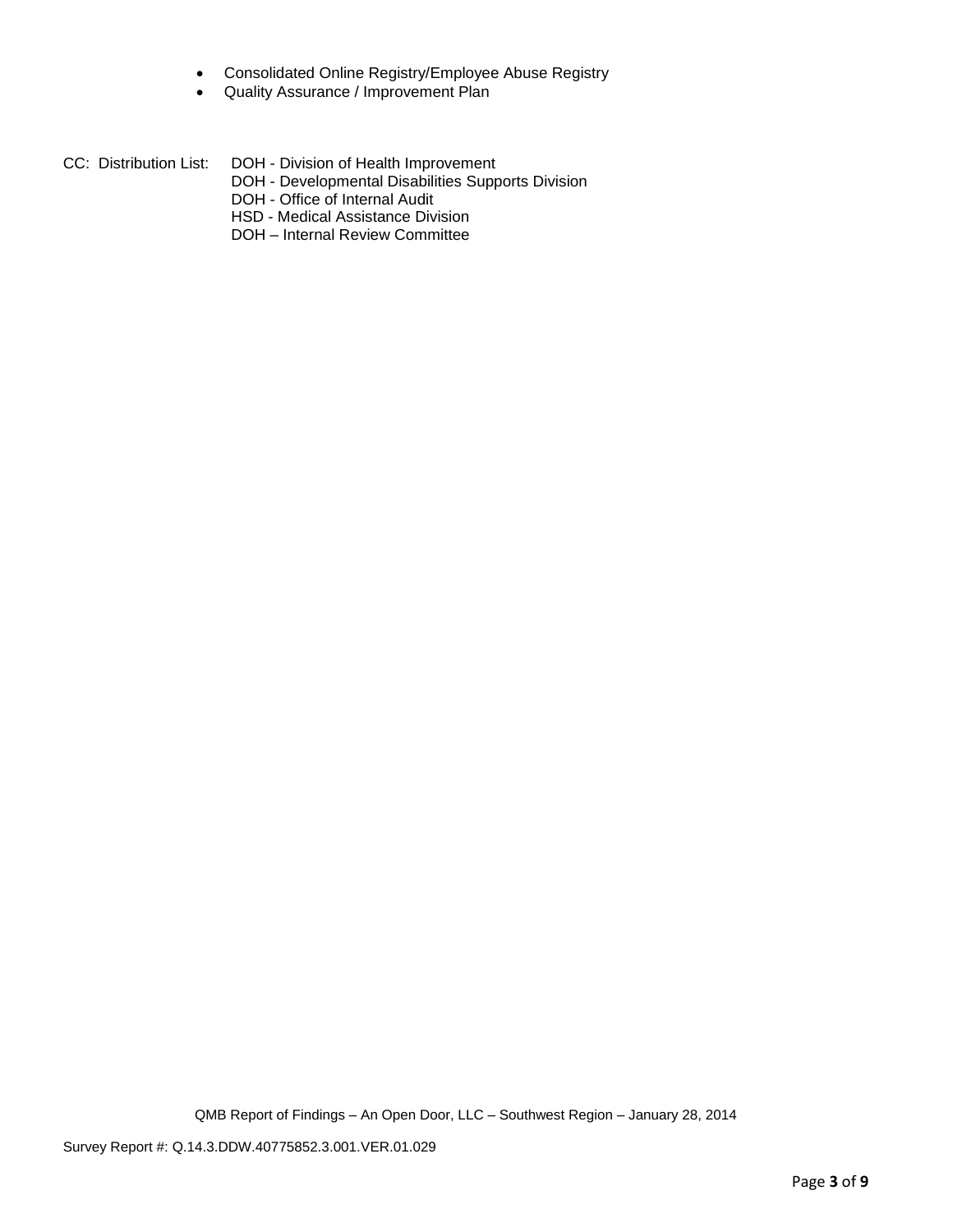- Consolidated Online Registry/Employee Abuse Registry
- Quality Assurance / Improvement Plan

CC: Distribution List:
DOH - Division of Health Improvement
DOH - Developmental Disabilities Supports Division
DOH - Office of Internal Audit
HSD - Medical Assistance Division
DOH – Internal Review Committee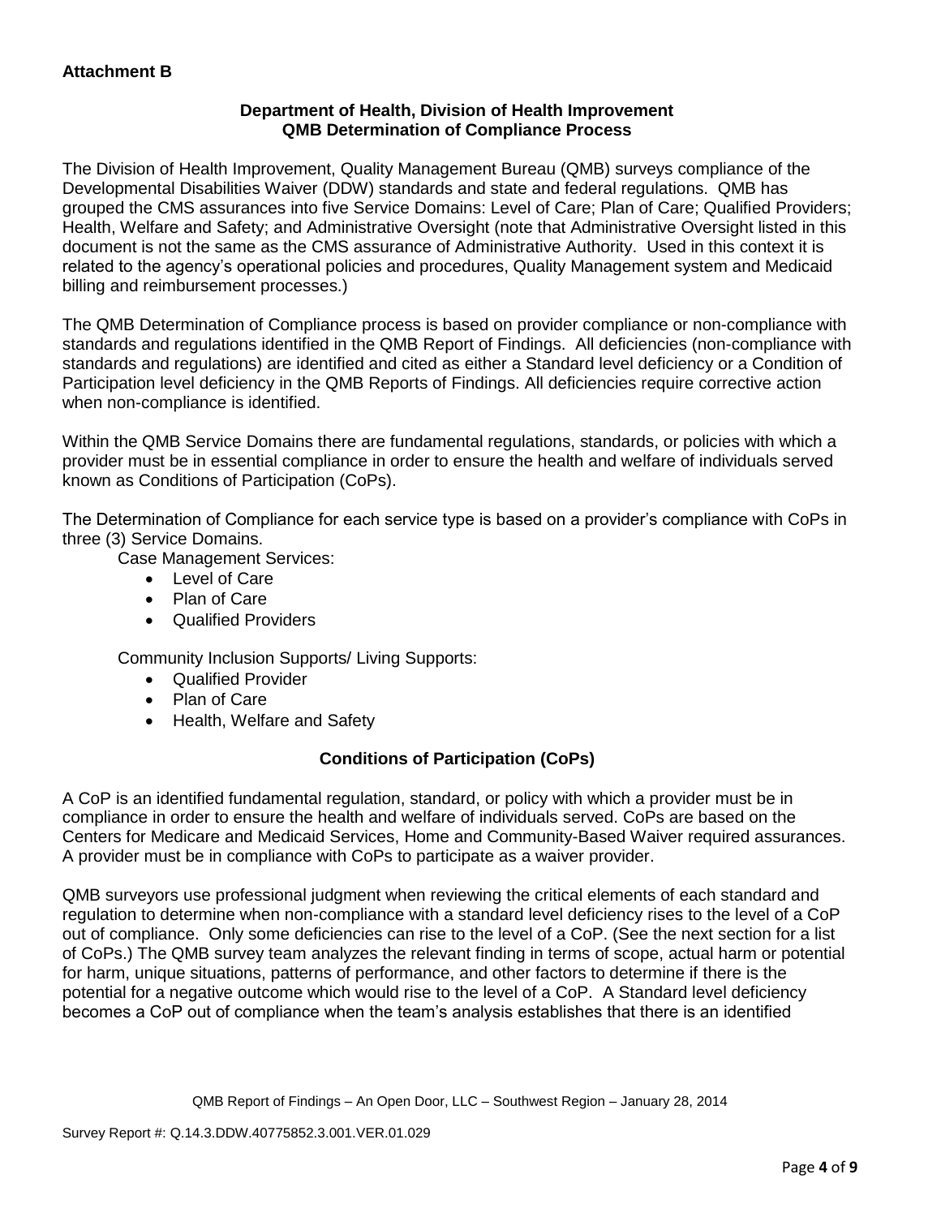**Attachment B**

**Department of Health, Division of Health Improvement**
**QMB Determination of Compliance Process**

The Division of Health Improvement, Quality Management Bureau (QMB) surveys compliance of the Developmental Disabilities Waiver (DDW) standards and state and federal regulations. QMB has grouped the CMS assurances into five Service Domains: Level of Care; Plan of Care; Qualified Providers; Health, Welfare and Safety; and Administrative Oversight (note that Administrative Oversight listed in this document is not the same as the CMS assurance of Administrative Authority. Used in this context it is related to the agency's operational policies and procedures, Quality Management system and Medicaid billing and reimbursement processes.)

The QMB Determination of Compliance process is based on provider compliance or non-compliance with standards and regulations identified in the QMB Report of Findings. All deficiencies (non-compliance with standards and regulations) are identified and cited as either a Standard level deficiency or a Condition of Participation level deficiency in the QMB Reports of Findings. All deficiencies require corrective action when non-compliance is identified.

Within the QMB Service Domains there are fundamental regulations, standards, or policies with which a provider must be in essential compliance in order to ensure the health and welfare of individuals served known as Conditions of Participation (CoPs).

The Determination of Compliance for each service type is based on a provider's compliance with CoPs in three (3) Service Domains.

Case Management Services:

- Level of Care
- Plan of Care
- Qualified Providers

Community Inclusion Supports/ Living Supports:

- Qualified Provider
- Plan of Care
- Health, Welfare and Safety

**Conditions of Participation (CoPs)**

A CoP is an identified fundamental regulation, standard, or policy with which a provider must be in compliance in order to ensure the health and welfare of individuals served. CoPs are based on the Centers for Medicare and Medicaid Services, Home and Community-Based Waiver required assurances. A provider must be in compliance with CoPs to participate as a waiver provider.

QMB surveyors use professional judgment when reviewing the critical elements of each standard and regulation to determine when non-compliance with a standard level deficiency rises to the level of a CoP out of compliance. Only some deficiencies can rise to the level of a CoP. (See the next section for a list of CoPs.) The QMB survey team analyzes the relevant finding in terms of scope, actual harm or potential for harm, unique situations, patterns of performance, and other factors to determine if there is the potential for a negative outcome which would rise to the level of a CoP. A Standard level deficiency becomes a CoP out of compliance when the team's analysis establishes that there is an identified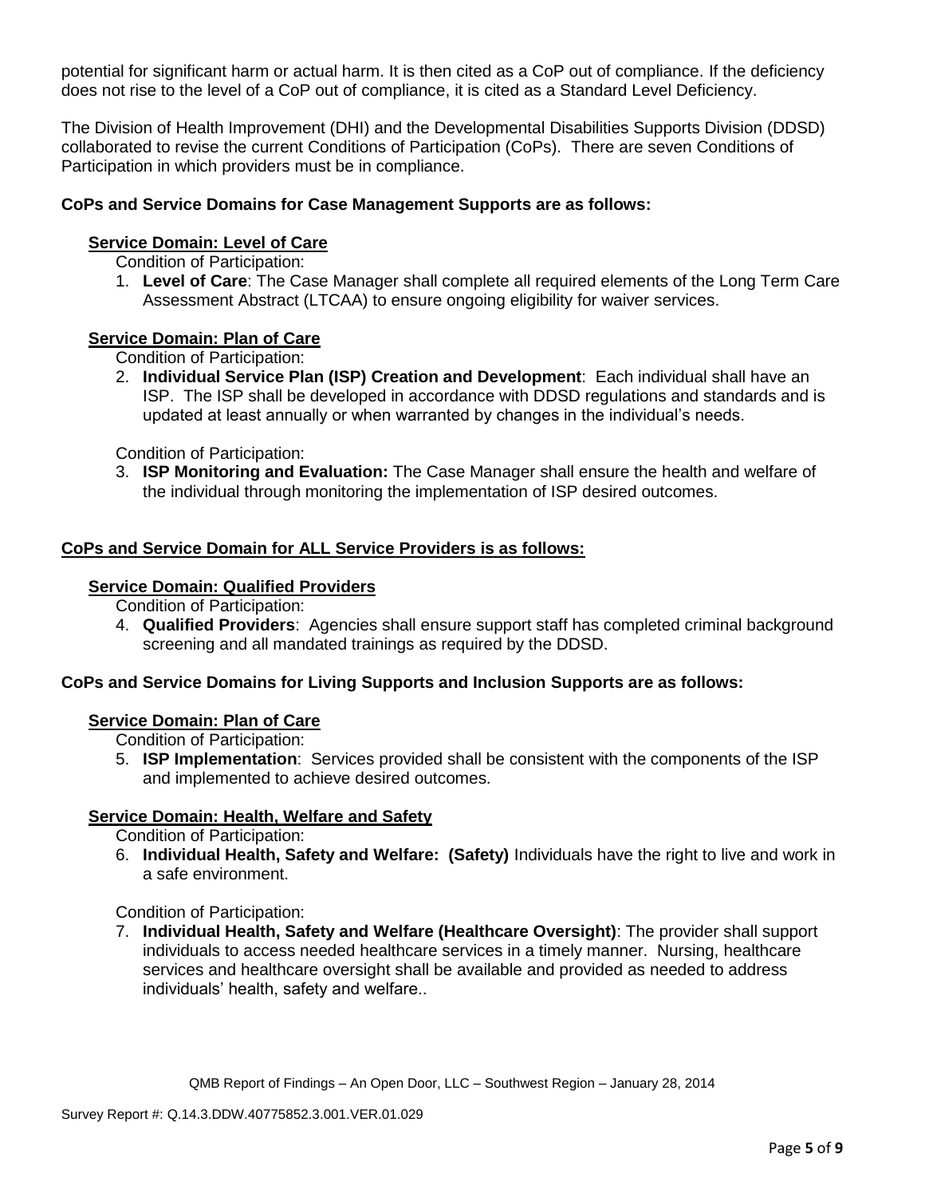potential for significant harm or actual harm. It is then cited as a CoP out of compliance. If the deficiency does not rise to the level of a CoP out of compliance, it is cited as a Standard Level Deficiency.

The Division of Health Improvement (DHI) and the Developmental Disabilities Supports Division (DDSD) collaborated to revise the current Conditions of Participation (CoPs). There are seven Conditions of Participation in which providers must be in compliance.

**CoPs and Service Domains for Case Management Supports are as follows:**

**Service Domain: Level of Care**

Condition of Participation:

1. **Level of Care**: The Case Manager shall complete all required elements of the Long Term Care Assessment Abstract (LTCAA) to ensure ongoing eligibility for waiver services.

**Service Domain: Plan of Care**

Condition of Participation:

2. **Individual Service Plan (ISP) Creation and Development**: Each individual shall have an ISP. The ISP shall be developed in accordance with DDSD regulations and standards and is updated at least annually or when warranted by changes in the individual's needs.

Condition of Participation:

3. **ISP Monitoring and Evaluation:** The Case Manager shall ensure the health and welfare of the individual through monitoring the implementation of ISP desired outcomes.

**CoPs and Service Domain for ALL Service Providers is as follows:**

**Service Domain: Qualified Providers**

Condition of Participation:

4. **Qualified Providers**: Agencies shall ensure support staff has completed criminal background screening and all mandated trainings as required by the DDSD.

**CoPs and Service Domains for Living Supports and Inclusion Supports are as follows:**

**Service Domain: Plan of Care**

Condition of Participation:

5. **ISP Implementation**: Services provided shall be consistent with the components of the ISP and implemented to achieve desired outcomes.

**Service Domain: Health, Welfare and Safety**

Condition of Participation:

6. **Individual Health, Safety and Welfare: (Safety)** Individuals have the right to live and work in a safe environment.

Condition of Participation:

7. **Individual Health, Safety and Welfare (Healthcare Oversight)**: The provider shall support individuals to access needed healthcare services in a timely manner. Nursing, healthcare services and healthcare oversight shall be available and provided as needed to address individuals' health, safety and welfare..

QMB Report of Findings – An Open Door, LLC – Southwest Region – January 28, 2014

Survey Report #: Q.14.3.DDW.40775852.3.001.VER.01.029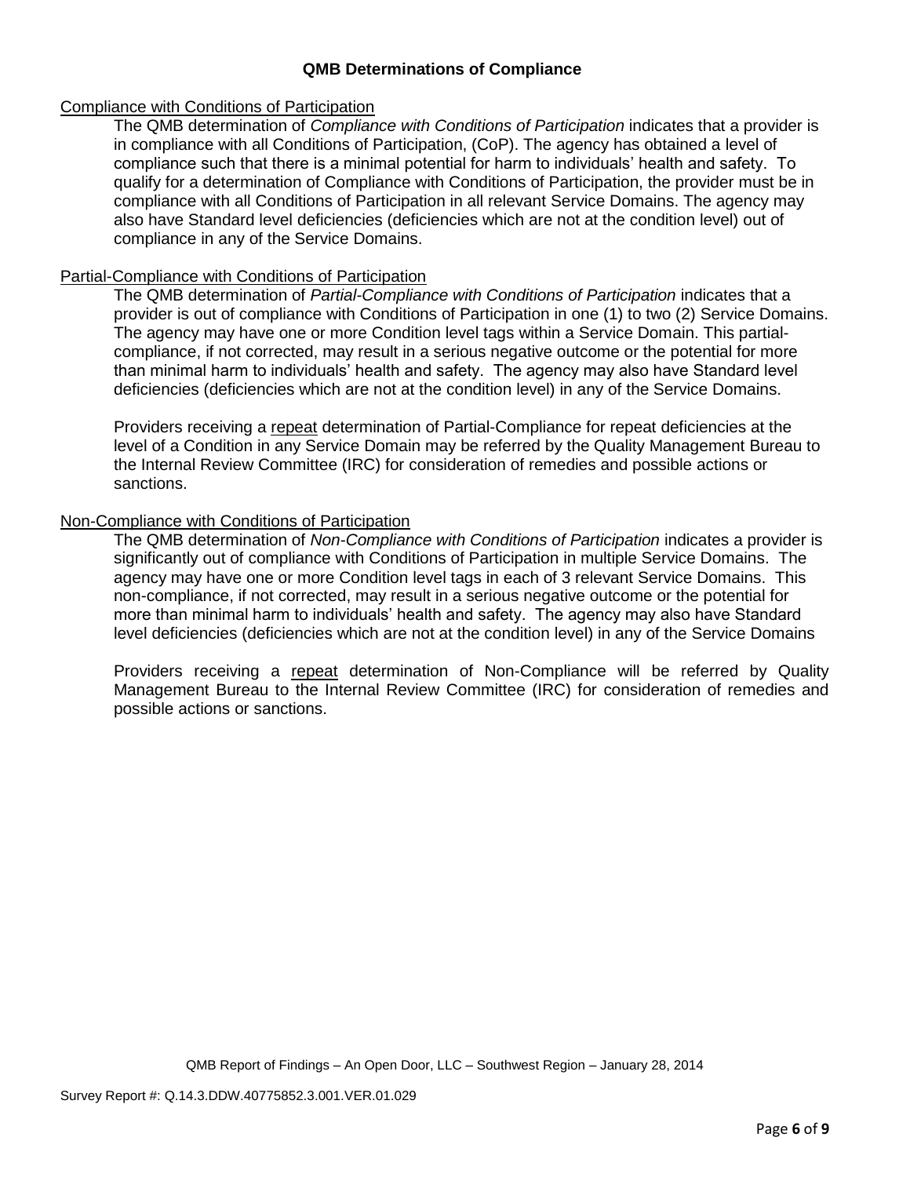## QMB Determinations of Compliance

Compliance with Conditions of Participation

The QMB determination of *Compliance with Conditions of Participation* indicates that a provider is in compliance with all Conditions of Participation, (CoP). The agency has obtained a level of compliance such that there is a minimal potential for harm to individuals' health and safety. To qualify for a determination of Compliance with Conditions of Participation, the provider must be in compliance with all Conditions of Participation in all relevant Service Domains. The agency may also have Standard level deficiencies (deficiencies which are not at the condition level) out of compliance in any of the Service Domains.

Partial-Compliance with Conditions of Participation

The QMB determination of *Partial-Compliance with Conditions of Participation* indicates that a provider is out of compliance with Conditions of Participation in one (1) to two (2) Service Domains. The agency may have one or more Condition level tags within a Service Domain. This partial-compliance, if not corrected, may result in a serious negative outcome or the potential for more than minimal harm to individuals' health and safety. The agency may also have Standard level deficiencies (deficiencies which are not at the condition level) in any of the Service Domains.

Providers receiving a repeat determination of Partial-Compliance for repeat deficiencies at the level of a Condition in any Service Domain may be referred by the Quality Management Bureau to the Internal Review Committee (IRC) for consideration of remedies and possible actions or sanctions.

Non-Compliance with Conditions of Participation

The QMB determination of *Non-Compliance with Conditions of Participation* indicates a provider is significantly out of compliance with Conditions of Participation in multiple Service Domains. The agency may have one or more Condition level tags in each of 3 relevant Service Domains. This non-compliance, if not corrected, may result in a serious negative outcome or the potential for more than minimal harm to individuals' health and safety. The agency may also have Standard level deficiencies (deficiencies which are not at the condition level) in any of the Service Domains

Providers receiving a repeat determination of Non-Compliance will be referred by Quality Management Bureau to the Internal Review Committee (IRC) for consideration of remedies and possible actions or sanctions.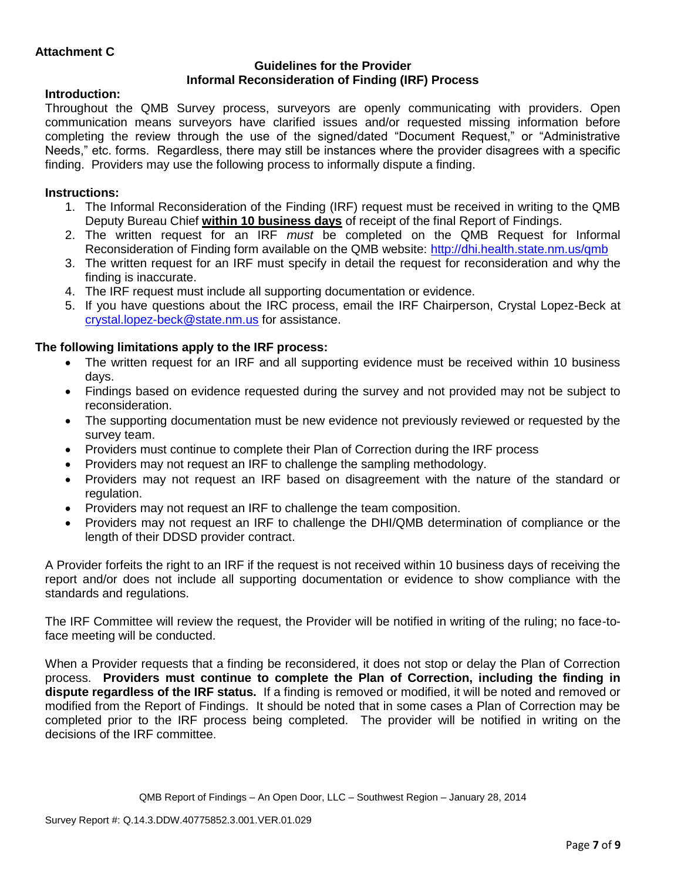**Attachment C**

**Guidelines for the Provider**
**Informal Reconsideration of Finding (IRF) Process**

**Introduction:**

Throughout the QMB Survey process, surveyors are openly communicating with providers. Open communication means surveyors have clarified issues and/or requested missing information before completing the review through the use of the signed/dated "Document Request," or "Administrative Needs," etc. forms. Regardless, there may still be instances where the provider disagrees with a specific finding. Providers may use the following process to informally dispute a finding.

**Instructions:**

1. The Informal Reconsideration of the Finding (IRF) request must be received in writing to the QMB Deputy Bureau Chief **within 10 business days** of receipt of the final Report of Findings.
2. The written request for an IRF *must* be completed on the QMB Request for Informal Reconsideration of Finding form available on the QMB website: http://dhi.health.state.nm.us/qmb
3. The written request for an IRF must specify in detail the request for reconsideration and why the finding is inaccurate.
4. The IRF request must include all supporting documentation or evidence.
5. If you have questions about the IRC process, email the IRF Chairperson, Crystal Lopez-Beck at crystal.lopez-beck@state.nm.us for assistance.

**The following limitations apply to the IRF process:**

- The written request for an IRF and all supporting evidence must be received within 10 business days.
- Findings based on evidence requested during the survey and not provided may not be subject to reconsideration.
- The supporting documentation must be new evidence not previously reviewed or requested by the survey team.
- Providers must continue to complete their Plan of Correction during the IRF process
- Providers may not request an IRF to challenge the sampling methodology.
- Providers may not request an IRF based on disagreement with the nature of the standard or regulation.
- Providers may not request an IRF to challenge the team composition.
- Providers may not request an IRF to challenge the DHI/QMB determination of compliance or the length of their DDSD provider contract.

A Provider forfeits the right to an IRF if the request is not received within 10 business days of receiving the report and/or does not include all supporting documentation or evidence to show compliance with the standards and regulations.

The IRF Committee will review the request, the Provider will be notified in writing of the ruling; no face-to-face meeting will be conducted.

When a Provider requests that a finding be reconsidered, it does not stop or delay the Plan of Correction process. **Providers must continue to complete the Plan of Correction, including the finding in dispute regardless of the IRF status.** If a finding is removed or modified, it will be noted and removed or modified from the Report of Findings. It should be noted that in some cases a Plan of Correction may be completed prior to the IRF process being completed. The provider will be notified in writing on the decisions of the IRF committee.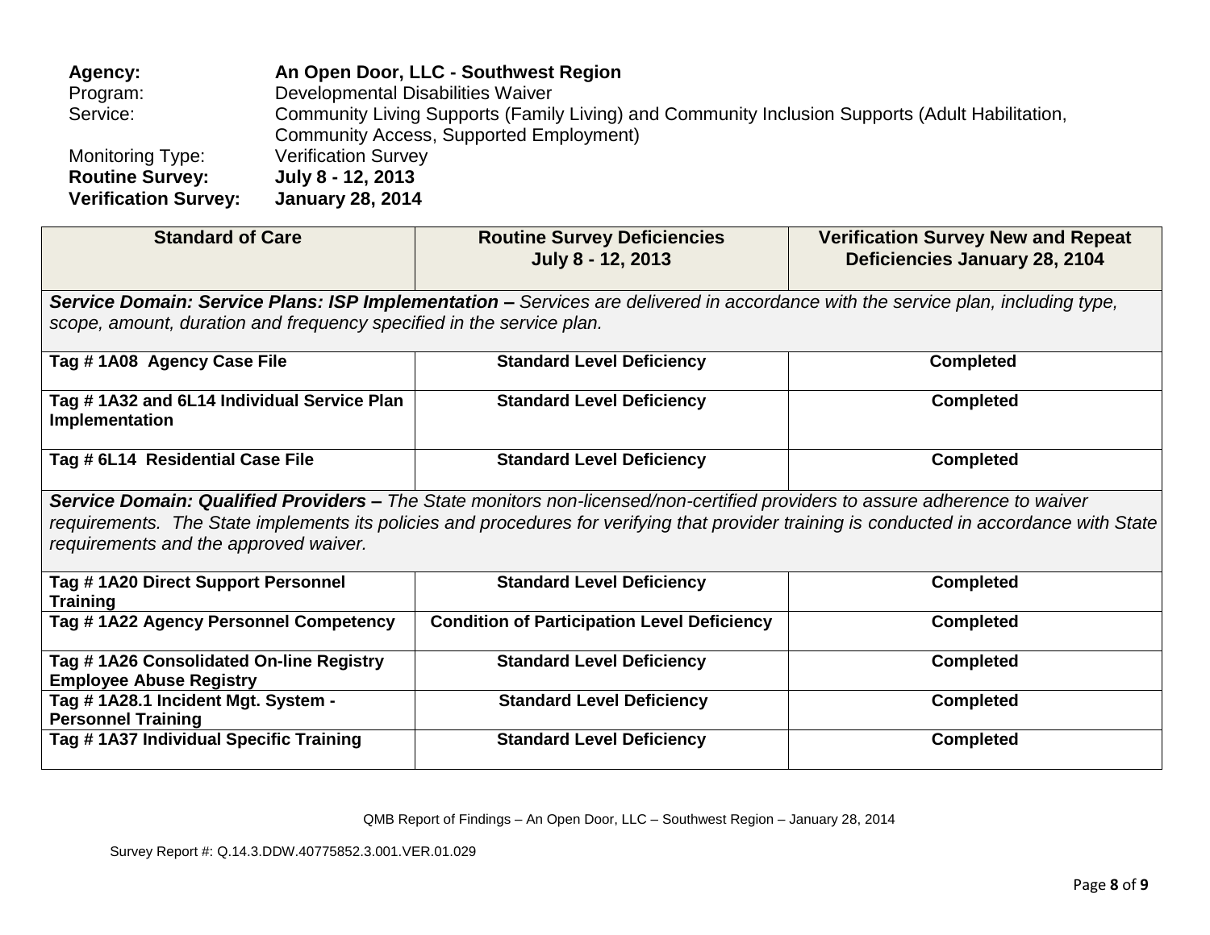**Agency:** **An Open Door, LLC - Southwest Region**
Program: Developmental Disabilities Waiver
Service: Community Living Supports (Family Living) and Community Inclusion Supports (Adult Habilitation, Community Access, Supported Employment)
Monitoring Type: Verification Survey
**Routine Survey:** **July 8 - 12, 2013**
**Verification Survey:** **January 28, 2014**

| Standard of Care | Routine Survey Deficiencies July 8 - 12, 2013 | Verification Survey New and Repeat Deficiencies January 28, 2104 |
|---|---|---|
| ***Service Domain: Service Plans: ISP Implementation –*** *Services are delivered in accordance with the service plan, including type, scope, amount, duration and frequency specified in the service plan.* | | |
| **Tag # 1A08 Agency Case File** | **Standard Level Deficiency** | **Completed** |
| **Tag # 1A32 and 6L14 Individual Service Plan Implementation** | **Standard Level Deficiency** | **Completed** |
| **Tag # 6L14 Residential Case File** | **Standard Level Deficiency** | **Completed** |
| ***Service Domain: Qualified Providers –*** *The State monitors non-licensed/non-certified providers to assure adherence to waiver requirements. The State implements its policies and procedures for verifying that provider training is conducted in accordance with State requirements and the approved waiver.* | | |
| **Tag # 1A20 Direct Support Personnel Training** | **Standard Level Deficiency** | **Completed** |
| **Tag # 1A22 Agency Personnel Competency** | **Condition of Participation Level Deficiency** | **Completed** |
| **Tag # 1A26 Consolidated On-line Registry Employee Abuse Registry** | **Standard Level Deficiency** | **Completed** |
| **Tag # 1A28.1 Incident Mgt. System - Personnel Training** | **Standard Level Deficiency** | **Completed** |
| **Tag # 1A37 Individual Specific Training** | **Standard Level Deficiency** | **Completed** |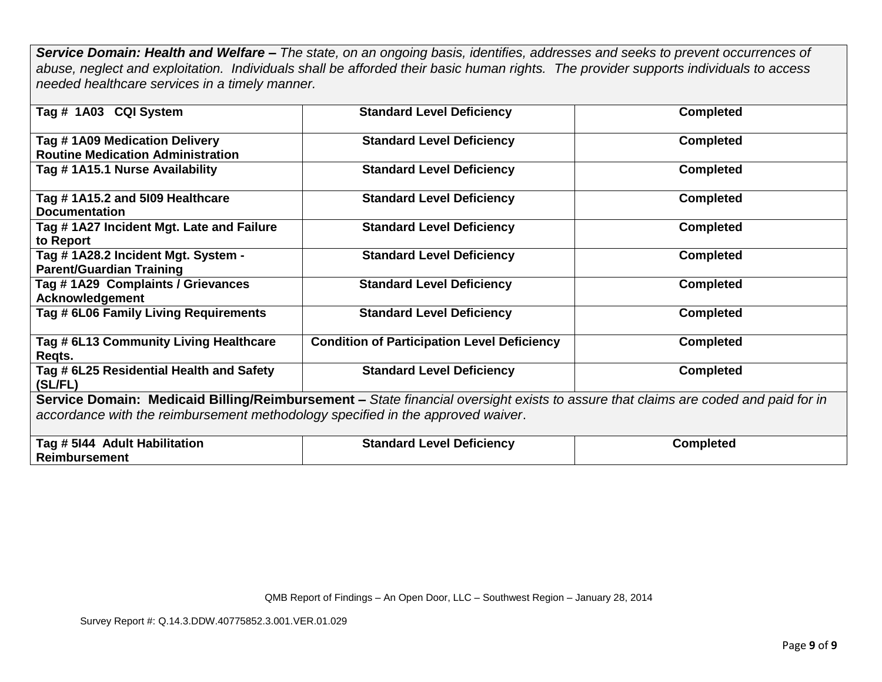| | | |
|---|---|---|
| ***Service Domain: Health and Welfare –*** *The state, on an ongoing basis, identifies, addresses and seeks to prevent occurrences of abuse, neglect and exploitation. Individuals shall be afforded their basic human rights. The provider supports individuals to access needed healthcare services in a timely manner.* | | |
| **Tag # 1A03 CQI System** | **Standard Level Deficiency** | **Completed** |
| **Tag # 1A09 Medication Delivery Routine Medication Administration** | **Standard Level Deficiency** | **Completed** |
| **Tag # 1A15.1 Nurse Availability** | **Standard Level Deficiency** | **Completed** |
| **Tag # 1A15.2 and 5I09 Healthcare Documentation** | **Standard Level Deficiency** | **Completed** |
| **Tag # 1A27 Incident Mgt. Late and Failure to Report** | **Standard Level Deficiency** | **Completed** |
| **Tag # 1A28.2 Incident Mgt. System - Parent/Guardian Training** | **Standard Level Deficiency** | **Completed** |
| **Tag # 1A29 Complaints / Grievances Acknowledgement** | **Standard Level Deficiency** | **Completed** |
| **Tag # 6L06 Family Living Requirements** | **Standard Level Deficiency** | **Completed** |
| **Tag # 6L13 Community Living Healthcare Reqts.** | **Condition of Participation Level Deficiency** | **Completed** |
| **Tag # 6L25 Residential Health and Safety (SL/FL)** | **Standard Level Deficiency** | **Completed** |
| **Service Domain: Medicaid Billing/Reimbursement –** *State financial oversight exists to assure that claims are coded and paid for in accordance with the reimbursement methodology specified in the approved waiver.* | | |
| **Tag # 5I44 Adult Habilitation Reimbursement** | **Standard Level Deficiency** | **Completed** |

QMB Report of Findings – An Open Door, LLC – Southwest Region – January 28, 2014

Survey Report #: Q.14.3.DDW.40775852.3.001.VER.01.029